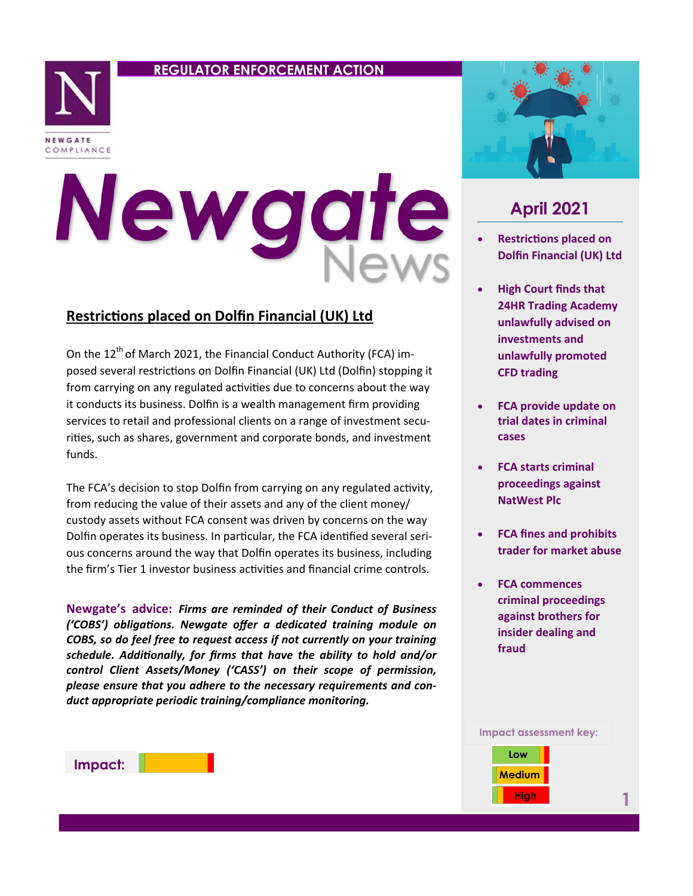REGULATOR ENFORCEMENT ACTION

NEWGATE COMPLIANCE

# Newgate News

## April 2021

- Restrictions placed on Dolfin Financial (UK) Ltd
- High Court finds that 24HR Trading Academy unlawfully advised on investments and unlawfully promoted CFD trading
- FCA provide update on trial dates in criminal cases
- FCA starts criminal proceedings against NatWest Plc
- FCA fines and prohibits trader for market abuse
- FCA commences criminal proceedings against brothers for insider dealing and fraud

## Restrictions placed on Dolfin Financial (UK) Ltd

On the 12th of March 2021, the Financial Conduct Authority (FCA) imposed several restrictions on Dolfin Financial (UK) Ltd (Dolfin) stopping it from carrying on any regulated activities due to concerns about the way it conducts its business. Dolfin is a wealth management firm providing services to retail and professional clients on a range of investment securities, such as shares, government and corporate bonds, and investment funds.

The FCA's decision to stop Dolfin from carrying on any regulated activity, from reducing the value of their assets and any of the client money/custody assets without FCA consent was driven by concerns on the way Dolfin operates its business. In particular, the FCA identified several serious concerns around the way that Dolfin operates its business, including the firm's Tier 1 investor business activities and financial crime controls.

**Newgate's advice:** ***Firms are reminded of their Conduct of Business ('COBS') obligations. Newgate offer a dedicated training module on COBS, so do feel free to request access if not currently on your training schedule. Additionally, for firms that have the ability to hold and/or control Client Assets/Money ('CASS') on their scope of permission, please ensure that you adhere to the necessary requirements and conduct appropriate periodic training/compliance monitoring.***

**Impact:** Medium

Impact assessment key:

- Low
- Medium
- High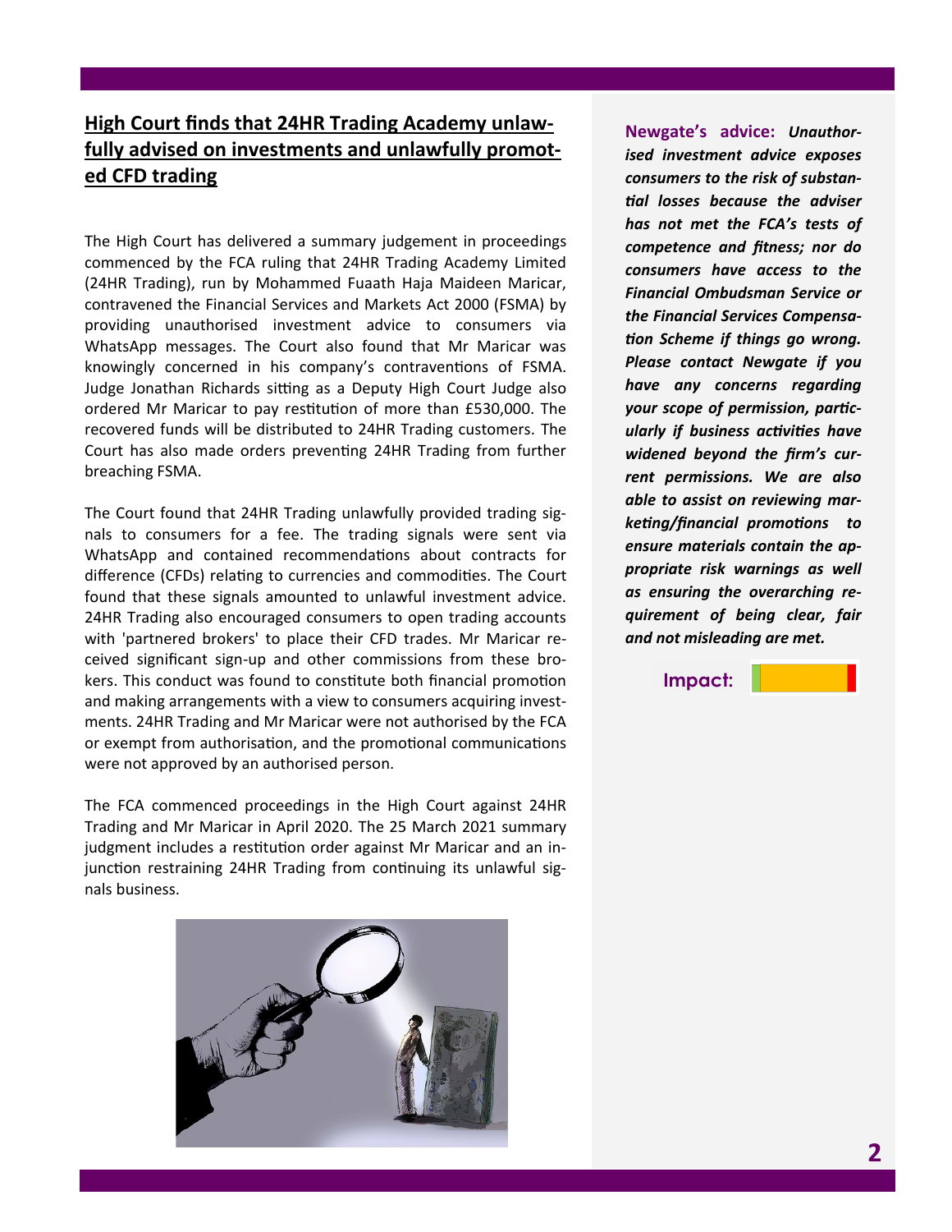## High Court finds that 24HR Trading Academy unlawfully advised on investments and unlawfully promoted CFD trading

The High Court has delivered a summary judgement in proceedings commenced by the FCA ruling that 24HR Trading Academy Limited (24HR Trading), run by Mohammed Fuaath Haja Maideen Maricar, contravened the Financial Services and Markets Act 2000 (FSMA) by providing unauthorised investment advice to consumers via WhatsApp messages. The Court also found that Mr Maricar was knowingly concerned in his company's contraventions of FSMA. Judge Jonathan Richards sitting as a Deputy High Court Judge also ordered Mr Maricar to pay restitution of more than £530,000. The recovered funds will be distributed to 24HR Trading customers. The Court has also made orders preventing 24HR Trading from further breaching FSMA.

The Court found that 24HR Trading unlawfully provided trading signals to consumers for a fee. The trading signals were sent via WhatsApp and contained recommendations about contracts for difference (CFDs) relating to currencies and commodities. The Court found that these signals amounted to unlawful investment advice. 24HR Trading also encouraged consumers to open trading accounts with 'partnered brokers' to place their CFD trades. Mr Maricar received significant sign-up and other commissions from these brokers. This conduct was found to constitute both financial promotion and making arrangements with a view to consumers acquiring investments. 24HR Trading and Mr Maricar were not authorised by the FCA or exempt from authorisation, and the promotional communications were not approved by an authorised person.

The FCA commenced proceedings in the High Court against 24HR Trading and Mr Maricar in April 2020. The 25 March 2021 summary judgment includes a restitution order against Mr Maricar and an injunction restraining 24HR Trading from continuing its unlawful signals business.

**Newgate's advice:** ***Unauthorised investment advice exposes consumers to the risk of substantial losses because the adviser has not met the FCA's tests of competence and fitness; nor do consumers have access to the Financial Ombudsman Service or the Financial Services Compensation Scheme if things go wrong. Please contact Newgate if you have any concerns regarding your scope of permission, particularly if business activities have widened beyond the firm's current permissions. We are also able to assist on reviewing marketing/financial promotions to ensure materials contain the appropriate risk warnings as well as ensuring the overarching requirement of being clear, fair and not misleading are met.***

**Impact:**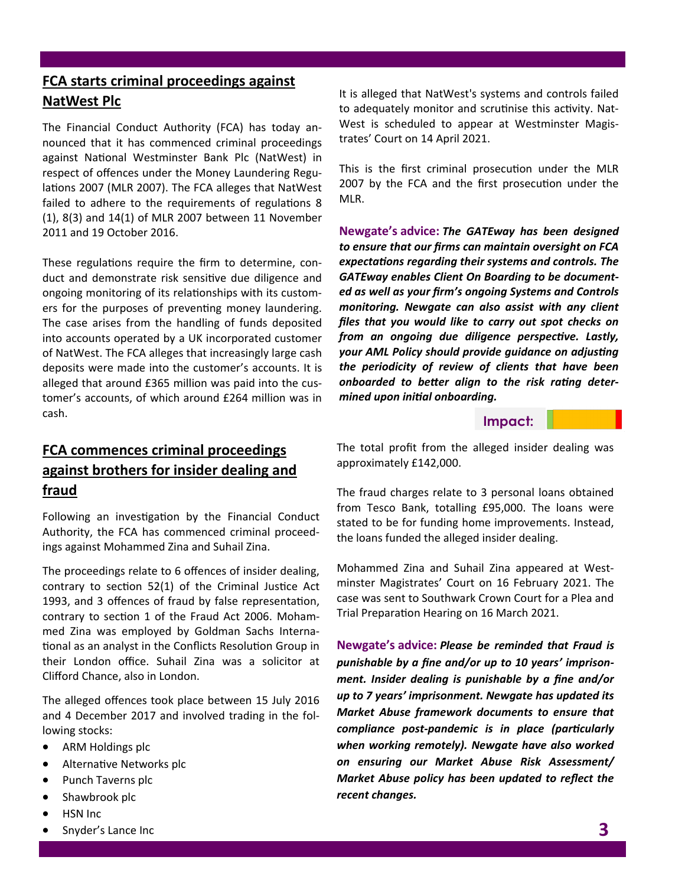## FCA starts criminal proceedings against NatWest Plc

The Financial Conduct Authority (FCA) has today announced that it has commenced criminal proceedings against National Westminster Bank Plc (NatWest) in respect of offences under the Money Laundering Regulations 2007 (MLR 2007). The FCA alleges that NatWest failed to adhere to the requirements of regulations 8 (1), 8(3) and 14(1) of MLR 2007 between 11 November 2011 and 19 October 2016.

These regulations require the firm to determine, conduct and demonstrate risk sensitive due diligence and ongoing monitoring of its relationships with its customers for the purposes of preventing money laundering. The case arises from the handling of funds deposited into accounts operated by a UK incorporated customer of NatWest. The FCA alleges that increasingly large cash deposits were made into the customer's accounts. It is alleged that around £365 million was paid into the customer's accounts, of which around £264 million was in cash.

It is alleged that NatWest's systems and controls failed to adequately monitor and scrutinise this activity. NatWest is scheduled to appear at Westminster Magistrates' Court on 14 April 2021.

This is the first criminal prosecution under the MLR 2007 by the FCA and the first prosecution under the MLR.

**Newgate's advice:** ***The GATEway has been designed to ensure that our firms can maintain oversight on FCA expectations regarding their systems and controls. The GATEway enables Client On Boarding to be documented as well as your firm's ongoing Systems and Controls monitoring. Newgate can also assist with any client files that you would like to carry out spot checks on from an ongoing due diligence perspective. Lastly, your AML Policy should provide guidance on adjusting the periodicity of review of clients that have been onboarded to better align to the risk rating determined upon initial onboarding.***

**Impact:**

## FCA commences criminal proceedings against brothers for insider dealing and fraud

Following an investigation by the Financial Conduct Authority, the FCA has commenced criminal proceedings against Mohammed Zina and Suhail Zina.

The proceedings relate to 6 offences of insider dealing, contrary to section 52(1) of the Criminal Justice Act 1993, and 3 offences of fraud by false representation, contrary to section 1 of the Fraud Act 2006. Mohammed Zina was employed by Goldman Sachs International as an analyst in the Conflicts Resolution Group in their London office. Suhail Zina was a solicitor at Clifford Chance, also in London.

The alleged offences took place between 15 July 2016 and 4 December 2017 and involved trading in the following stocks:

- ARM Holdings plc
- Alternative Networks plc
- Punch Taverns plc
- Shawbrook plc
- HSN Inc
- Snyder's Lance Inc

The total profit from the alleged insider dealing was approximately £142,000.

The fraud charges relate to 3 personal loans obtained from Tesco Bank, totalling £95,000. The loans were stated to be for funding home improvements. Instead, the loans funded the alleged insider dealing.

Mohammed Zina and Suhail Zina appeared at Westminster Magistrates' Court on 16 February 2021. The case was sent to Southwark Crown Court for a Plea and Trial Preparation Hearing on 16 March 2021.

**Newgate's advice:** ***Please be reminded that Fraud is punishable by a fine and/or up to 10 years' imprisonment. Insider dealing is punishable by a fine and/or up to 7 years' imprisonment. Newgate has updated its Market Abuse framework documents to ensure that compliance post-pandemic is in place (particularly when working remotely). Newgate have also worked on ensuring our Market Abuse Risk Assessment/ Market Abuse policy has been updated to reflect the recent changes.***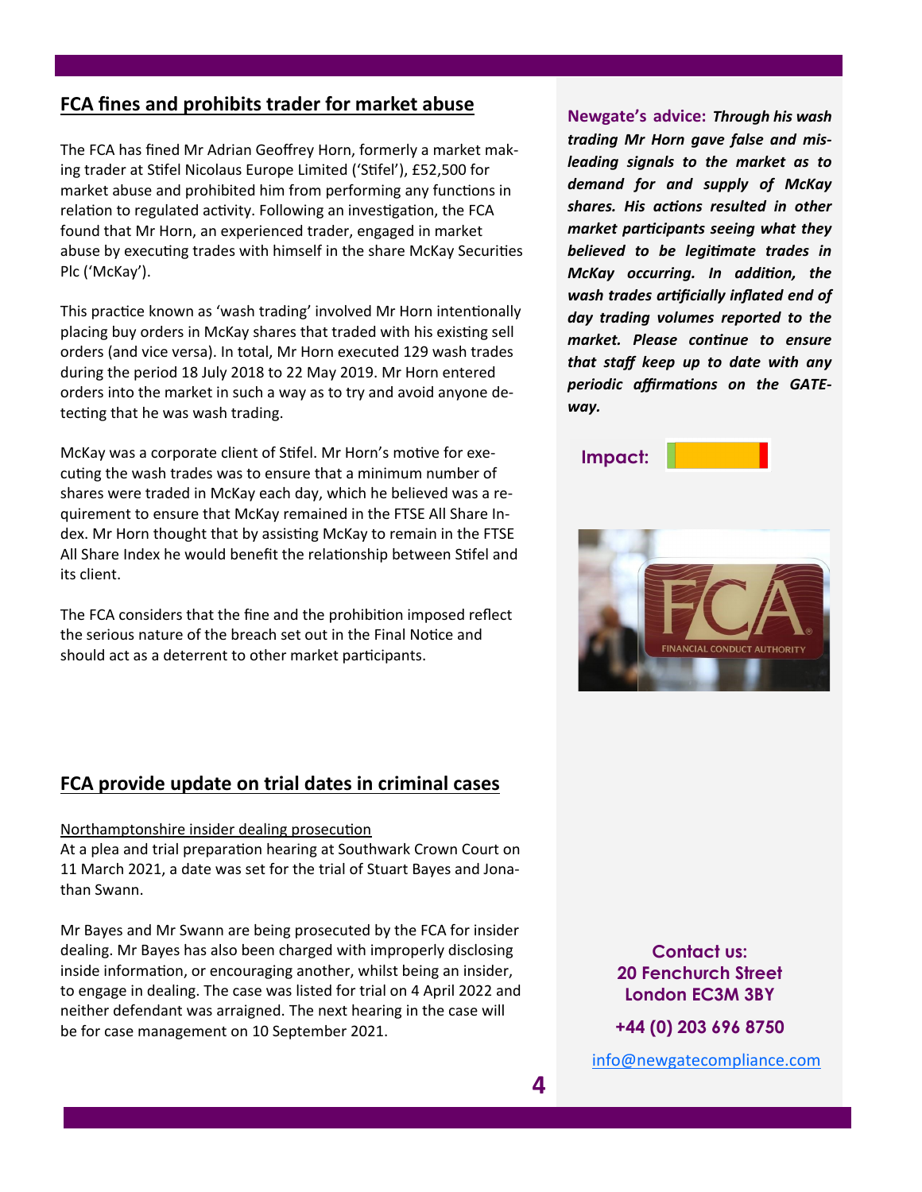## FCA fines and prohibits trader for market abuse

The FCA has fined Mr Adrian Geoffrey Horn, formerly a market making trader at Stifel Nicolaus Europe Limited ('Stifel'), £52,500 for market abuse and prohibited him from performing any functions in relation to regulated activity. Following an investigation, the FCA found that Mr Horn, an experienced trader, engaged in market abuse by executing trades with himself in the share McKay Securities Plc ('McKay').

This practice known as 'wash trading' involved Mr Horn intentionally placing buy orders in McKay shares that traded with his existing sell orders (and vice versa). In total, Mr Horn executed 129 wash trades during the period 18 July 2018 to 22 May 2019. Mr Horn entered orders into the market in such a way as to try and avoid anyone detecting that he was wash trading.

McKay was a corporate client of Stifel. Mr Horn's motive for executing the wash trades was to ensure that a minimum number of shares were traded in McKay each day, which he believed was a requirement to ensure that McKay remained in the FTSE All Share Index. Mr Horn thought that by assisting McKay to remain in the FTSE All Share Index he would benefit the relationship between Stifel and its client.

The FCA considers that the fine and the prohibition imposed reflect the serious nature of the breach set out in the Final Notice and should act as a deterrent to other market participants.

**Newgate's advice:** ***Through his wash trading Mr Horn gave false and misleading signals to the market as to demand for and supply of McKay shares. His actions resulted in other market participants seeing what they believed to be legitimate trades in McKay occurring. In addition, the wash trades artificially inflated end of day trading volumes reported to the market. Please continue to ensure that staff keep up to date with any periodic affirmations on the GATEway.***

**Impact:**

## FCA provide update on trial dates in criminal cases

Northamptonshire insider dealing prosecution

At a plea and trial preparation hearing at Southwark Crown Court on 11 March 2021, a date was set for the trial of Stuart Bayes and Jonathan Swann.

Mr Bayes and Mr Swann are being prosecuted by the FCA for insider dealing. Mr Bayes has also been charged with improperly disclosing inside information, or encouraging another, whilst being an insider, to engage in dealing. The case was listed for trial on 4 April 2022 and neither defendant was arraigned. The next hearing in the case will be for case management on 10 September 2021.

**Contact us:**
**20 Fenchurch Street**
**London EC3M 3BY**

**+44 (0) 203 696 8750**

info@newgatecompliance.com